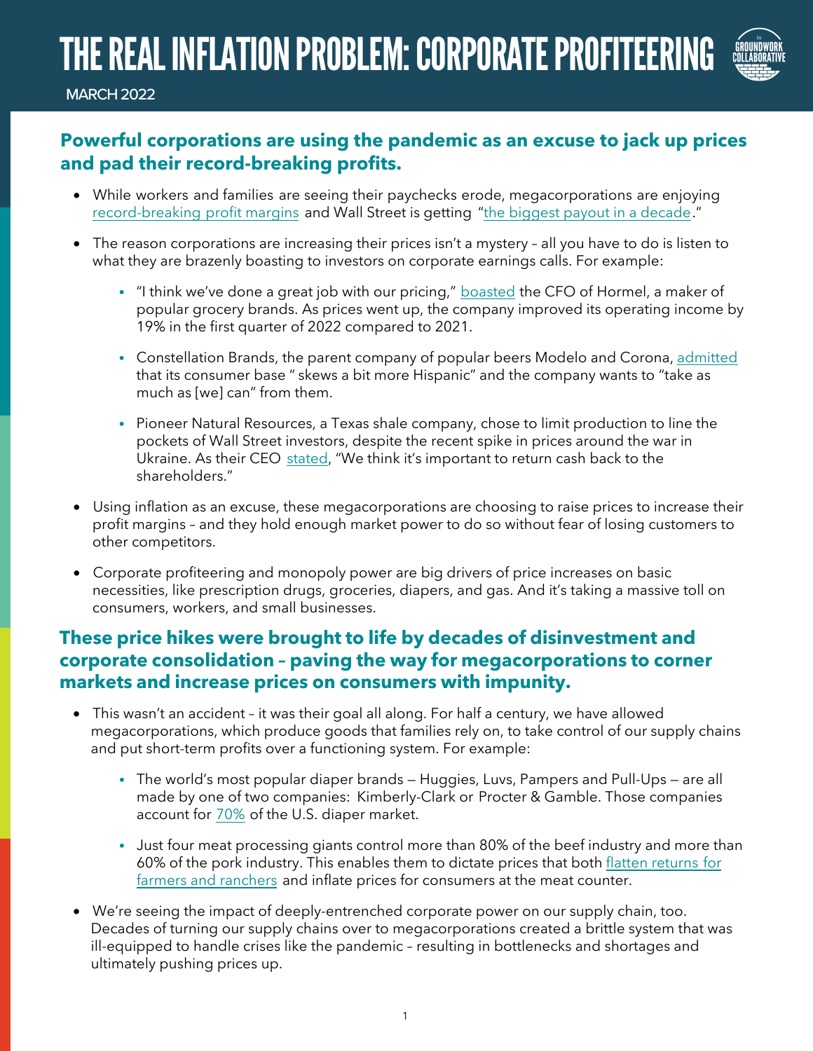# THE REAL INFLATION PROBLEM: CORPORATE PROFITEERING

MARCH 2022

## Powerful corporations are using the pandemic as an excuse to jack up prices and pad their record-breaking profits.

- While workers and families are seeing their paychecks erode, megacorporations are enjoying record-breaking profit margins and Wall Street is getting "the biggest payout in a decade."
- The reason corporations are increasing their prices isn't a mystery – all you have to do is listen to what they are brazenly boasting to investors on corporate earnings calls. For example:
  - "I think we've done a great job with our pricing," boasted the CFO of Hormel, a maker of popular grocery brands. As prices went up, the company improved its operating income by 19% in the first quarter of 2022 compared to 2021.
  - Constellation Brands, the parent company of popular beers Modelo and Corona, admitted that its consumer base " skews a bit more Hispanic" and the company wants to "take as much as [we] can" from them.
  - Pioneer Natural Resources, a Texas shale company, chose to limit production to line the pockets of Wall Street investors, despite the recent spike in prices around the war in Ukraine. As their CEO stated, "We think it's important to return cash back to the shareholders."
- Using inflation as an excuse, these megacorporations are choosing to raise prices to increase their profit margins – and they hold enough market power to do so without fear of losing customers to other competitors.
- Corporate profiteering and monopoly power are big drivers of price increases on basic necessities, like prescription drugs, groceries, diapers, and gas. And it's taking a massive toll on consumers, workers, and small businesses.

## These price hikes were brought to life by decades of disinvestment and corporate consolidation – paving the way for megacorporations to corner markets and increase prices on consumers with impunity.

- This wasn't an accident – it was their goal all along. For half a century, we have allowed megacorporations, which produce goods that families rely on, to take control of our supply chains and put short-term profits over a functioning system. For example:
  - The world's most popular diaper brands — Huggies, Luvs, Pampers and Pull-Ups — are all made by one of two companies: Kimberly-Clark or Procter & Gamble. Those companies account for 70% of the U.S. diaper market.
  - Just four meat processing giants control more than 80% of the beef industry and more than 60% of the pork industry. This enables them to dictate prices that both flatten returns for farmers and ranchers and inflate prices for consumers at the meat counter.
- We're seeing the impact of deeply-entrenched corporate power on our supply chain, too. Decades of turning our supply chains over to megacorporations created a brittle system that was ill-equipped to handle crises like the pandemic – resulting in bottlenecks and shortages and ultimately pushing prices up.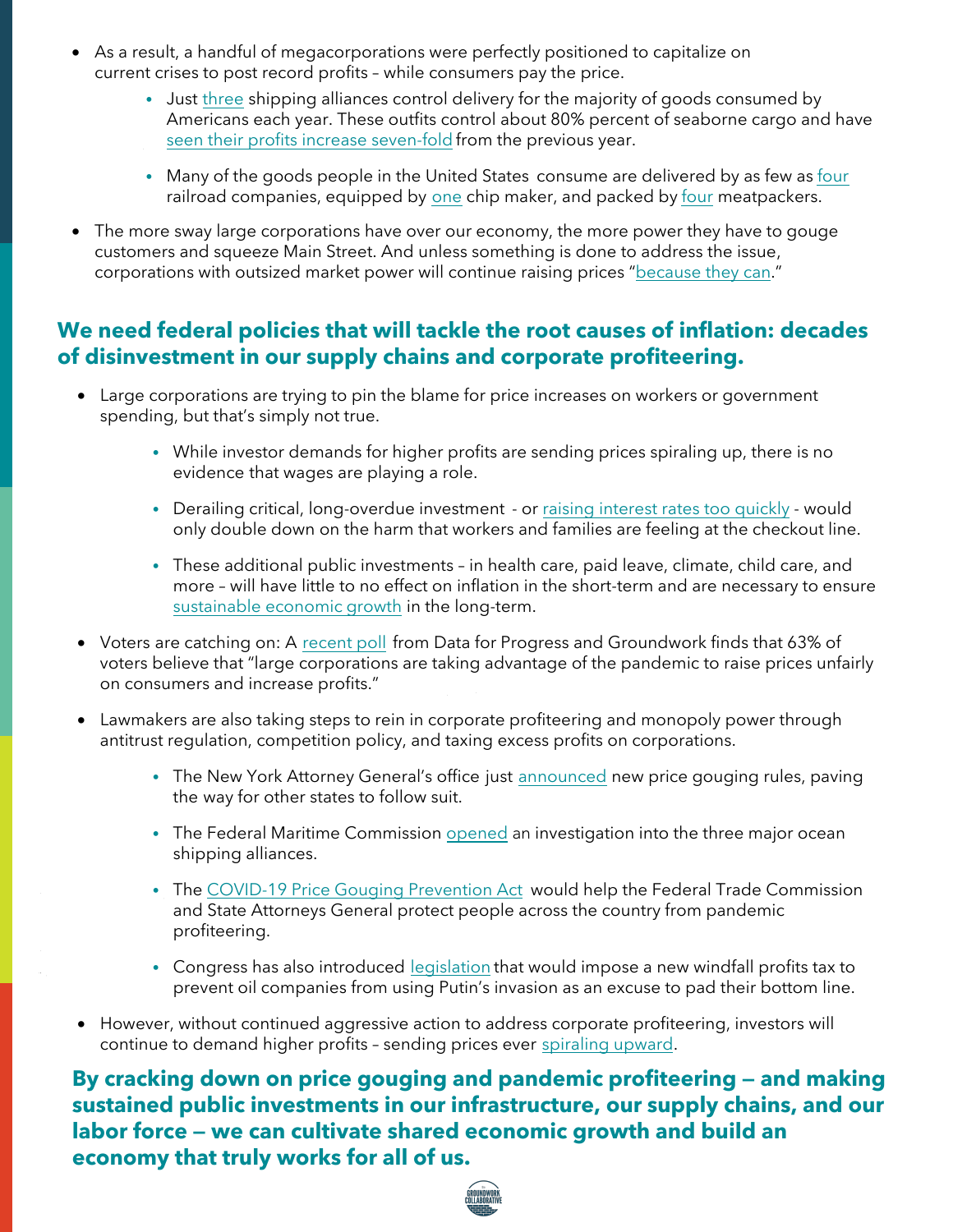- As a result, a handful of megacorporations were perfectly positioned to capitalize on current crises to post record profits – while consumers pay the price.
  - Just three shipping alliances control delivery for the majority of goods consumed by Americans each year. These outfits control about 80% percent of seaborne cargo and have seen their profits increase seven-fold from the previous year.
  - Many of the goods people in the United States consume are delivered by as few as four railroad companies, equipped by one chip maker, and packed by four meatpackers.
- The more sway large corporations have over our economy, the more power they have to gouge customers and squeeze Main Street. And unless something is done to address the issue, corporations with outsized market power will continue raising prices "because they can."

## We need federal policies that will tackle the root causes of inflation: decades of disinvestment in our supply chains and corporate profiteering.

- Large corporations are trying to pin the blame for price increases on workers or government spending, but that's simply not true.
  - While investor demands for higher profits are sending prices spiraling up, there is no evidence that wages are playing a role.
  - Derailing critical, long-overdue investment - or raising interest rates too quickly - would only double down on the harm that workers and families are feeling at the checkout line.
  - These additional public investments – in health care, paid leave, climate, child care, and more – will have little to no effect on inflation in the short-term and are necessary to ensure sustainable economic growth in the long-term.
- Voters are catching on: A recent poll from Data for Progress and Groundwork finds that 63% of voters believe that "large corporations are taking advantage of the pandemic to raise prices unfairly on consumers and increase profits."
- Lawmakers are also taking steps to rein in corporate profiteering and monopoly power through antitrust regulation, competition policy, and taxing excess profits on corporations.
  - The New York Attorney General's office just announced new price gouging rules, paving the way for other states to follow suit.
  - The Federal Maritime Commission opened an investigation into the three major ocean shipping alliances.
  - The COVID-19 Price Gouging Prevention Act would help the Federal Trade Commission and State Attorneys General protect people across the country from pandemic profiteering.
  - Congress has also introduced legislation that would impose a new windfall profits tax to prevent oil companies from using Putin's invasion as an excuse to pad their bottom line.
- However, without continued aggressive action to address corporate profiteering, investors will continue to demand higher profits – sending prices ever spiraling upward.

**By cracking down on price gouging and pandemic profiteering — and making sustained public investments in our infrastructure, our supply chains, and our labor force — we can cultivate shared economic growth and build an economy that truly works for all of us.**